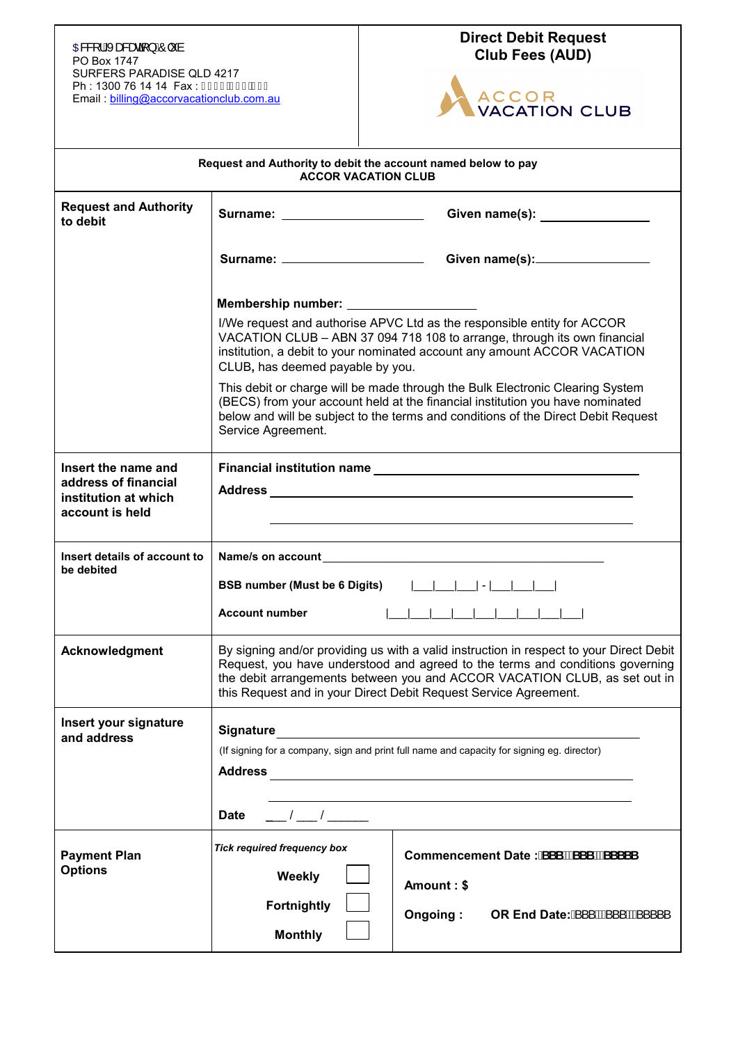$FFRU9DFDWLRQ&OXE
PO Box 1747
SURFERS PARADISE QLD 4217
Ph : 1300 76 14 14 Fax :
Email : billing@accorvacationclub.com.au

# Direct Debit Request
## Club Fees (AUD)

ACCOR VACATION CLUB

**Request and Authority to debit the account named below to pay ACCOR VACATION CLUB**

| | |
|---|---|
| **Request and Authority to debit** | **Surname:** ____________________ **Given name(s):** ______________<br><br>**Surname:** ____________________ **Given name(s):** ________________<br><br>**Membership number:** __________________<br><br>I/We request and authorise APVC Ltd as the responsible entity for ACCOR VACATION CLUB – ABN 37 094 718 108 to arrange, through its own financial institution, a debit to your nominated account any amount ACCOR VACATION CLUB**,** has deemed payable by you.<br><br>This debit or charge will be made through the Bulk Electronic Clearing System (BECS) from your account held at the financial institution you have nominated below and will be subject to the terms and conditions of the Direct Debit Request Service Agreement. |
| **Insert the name and address of financial institution at which account is held** | **Financial institution name** ____________________________________<br><br>**Address** ____________________________________________<br><br>____________________________________________ |
| **Insert details of account to be debited** | **Name/s on account** ________________________________________<br><br>**BSB number (Must be 6 Digits)** \|___\|___\|___\| - \|___\|___\|___\|<br><br>**Account number** \|___\|___\|___\|___\|___\|___\|___\|___\|___\|<br> |
| **Acknowledgment** | By signing and/or providing us with a valid instruction in respect to your Direct Debit Request, you have understood and agreed to the terms and conditions governing the debit arrangements between you and ACCOR VACATION CLUB, as set out in this Request and in your Direct Debit Request Service Agreement. |
| **Insert your signature and address** | **Signature** ____________________________________________<br>(If signing for a company, sign and print full name and capacity for signing eg. director)<br>**Address** ____________________________________________<br>____________________________________________<br>**Date** ___ / ___ / ______ |
| **Payment Plan Options** | *Tick required frequency box*<br>**Weekly** ☐<br>**Fortnightly** ☐<br>**Monthly** ☐<br><br>**Commencement Date :**<br>**Amount : $**<br>**Ongoing :** **OR End Date:** |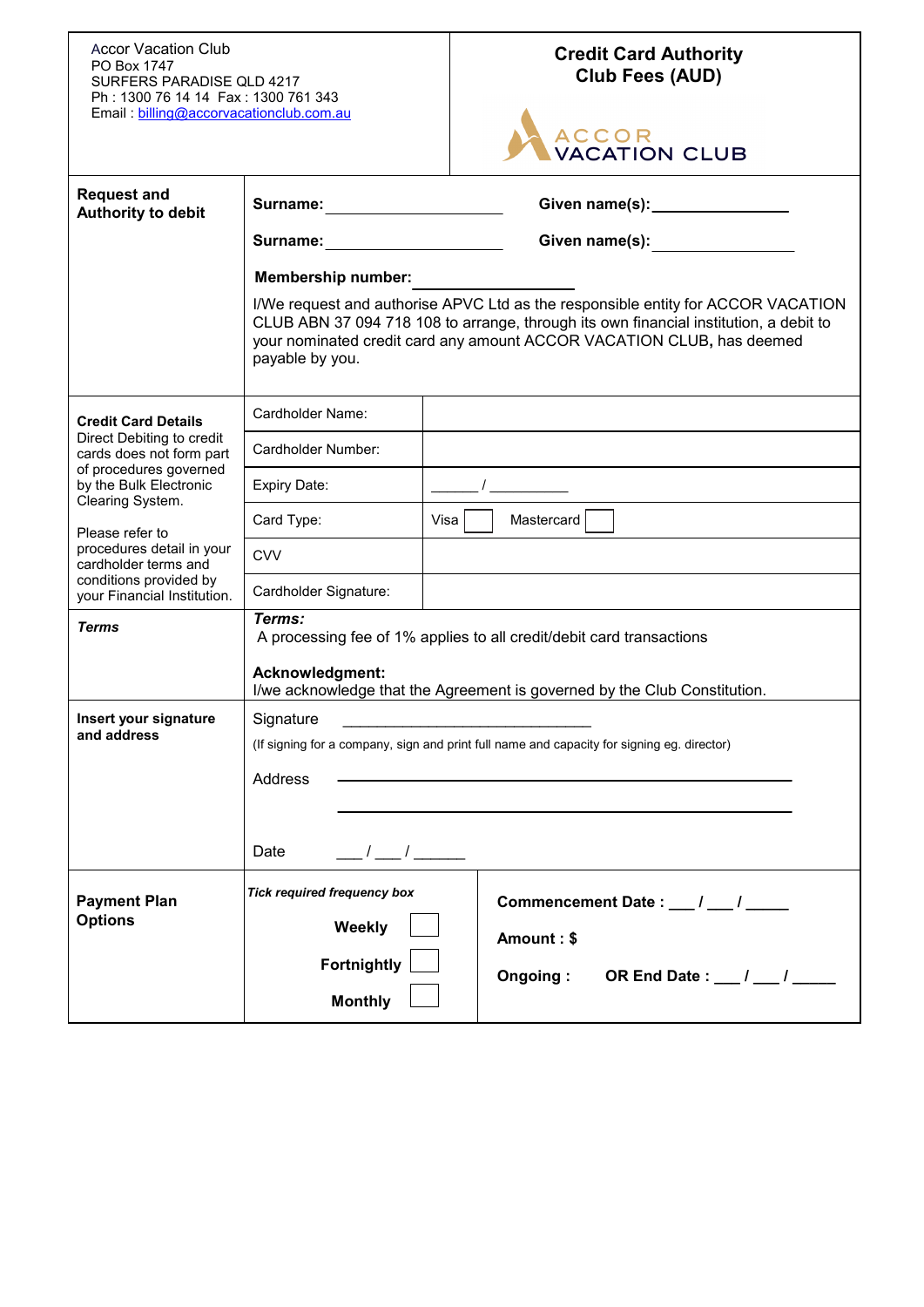Accor Vacation Club
PO Box 1747
SURFERS PARADISE QLD 4217
Ph : 1300 76 14 14 Fax : 1300 761 343
Email : billing@accorvacationclub.com.au

# Credit Card Authority
## Club Fees (AUD)

ACCOR VACATION CLUB

**Request and Authority to debit**

**Surname:** ____________________ **Given name(s):** ________________

**Surname:** ____________________ **Given name(s):** ________________

**Membership number:** ________________

I/We request and authorise APVC Ltd as the responsible entity for ACCOR VACATION CLUB ABN 37 094 718 108 to arrange, through its own financial institution, a debit to your nominated credit card any amount ACCOR VACATION CLUB**,** has deemed payable by you.

**Credit Card Details**
Direct Debiting to credit cards does not form part of procedures governed by the Bulk Electronic Clearing System.

Please refer to procedures detail in your cardholder terms and conditions provided by your Financial Institution.

| | |
|---|---|
| Cardholder Name: | |
| Cardholder Number: | |
| Expiry Date: | ______ / __________ |
| Card Type: | Visa ☐ Mastercard ☐ |
| CVV | |
| Cardholder Signature: | |

***Terms***

***Terms:***
A processing fee of 1% applies to all credit/debit card transactions

**Acknowledgment:**
I/we acknowledge that the Agreement is governed by the Club Constitution.

**Insert your signature and address**

Signature ______________________________

(If signing for a company, sign and print full name and capacity for signing eg. director)

Address ______________________________________________

______________________________________________

Date ___ / ___ / ______

**Payment Plan Options**

***Tick required frequency box***

**Weekly** ☐

**Fortnightly** ☐

**Monthly** ☐

**Commencement Date :** ___ / ___ / _____

**Amount : $**

**Ongoing :** **OR End Date :** ___ / ___ / _____